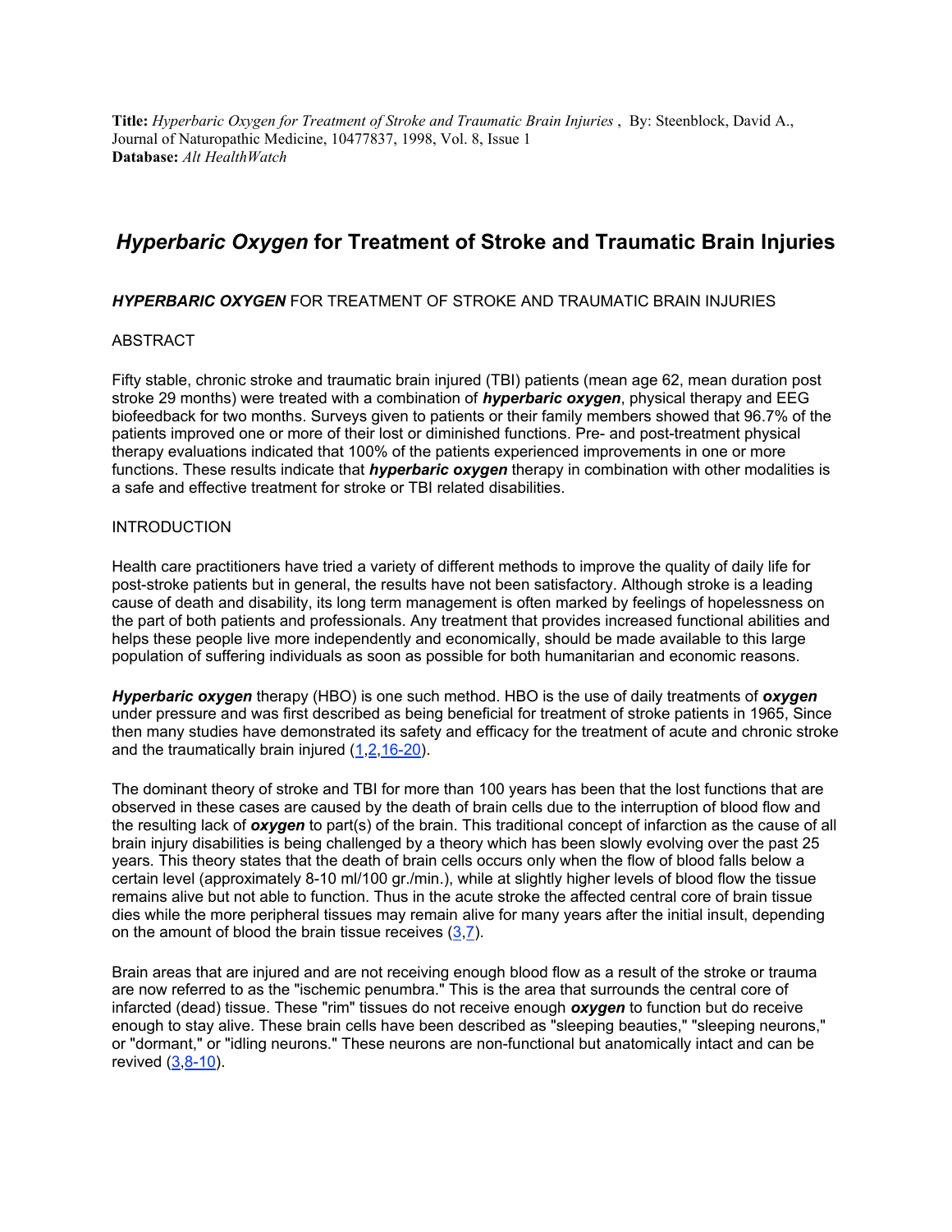**Title:** *Hyperbaric Oxygen for Treatment of Stroke and Traumatic Brain Injuries* , By: Steenblock, David A., Journal of Naturopathic Medicine, 10477837, 1998, Vol. 8, Issue 1
**Database:** *Alt HealthWatch*

# *Hyperbaric Oxygen* for Treatment of Stroke and Traumatic Brain Injuries

***HYPERBARIC OXYGEN*** FOR TREATMENT OF STROKE AND TRAUMATIC BRAIN INJURIES

## ABSTRACT

Fifty stable, chronic stroke and traumatic brain injured (TBI) patients (mean age 62, mean duration post stroke 29 months) were treated with a combination of ***hyperbaric oxygen***, physical therapy and EEG biofeedback for two months. Surveys given to patients or their family members showed that 96.7% of the patients improved one or more of their lost or diminished functions. Pre- and post-treatment physical therapy evaluations indicated that 100% of the patients experienced improvements in one or more functions. These results indicate that ***hyperbaric oxygen*** therapy in combination with other modalities is a safe and effective treatment for stroke or TBI related disabilities.

## INTRODUCTION

Health care practitioners have tried a variety of different methods to improve the quality of daily life for post-stroke patients but in general, the results have not been satisfactory. Although stroke is a leading cause of death and disability, its long term management is often marked by feelings of hopelessness on the part of both patients and professionals. Any treatment that provides increased functional abilities and helps these people live more independently and economically, should be made available to this large population of suffering individuals as soon as possible for both humanitarian and economic reasons.

***Hyperbaric oxygen*** therapy (HBO) is one such method. HBO is the use of daily treatments of ***oxygen*** under pressure and was first described as being beneficial for treatment of stroke patients in 1965, Since then many studies have demonstrated its safety and efficacy for the treatment of acute and chronic stroke and the traumatically brain injured (1,2,16-20).

The dominant theory of stroke and TBI for more than 100 years has been that the lost functions that are observed in these cases are caused by the death of brain cells due to the interruption of blood flow and the resulting lack of ***oxygen*** to part(s) of the brain. This traditional concept of infarction as the cause of all brain injury disabilities is being challenged by a theory which has been slowly evolving over the past 25 years. This theory states that the death of brain cells occurs only when the flow of blood falls below a certain level (approximately 8-10 ml/100 gr./min.), while at slightly higher levels of blood flow the tissue remains alive but not able to function. Thus in the acute stroke the affected central core of brain tissue dies while the more peripheral tissues may remain alive for many years after the initial insult, depending on the amount of blood the brain tissue receives (3,7).

Brain areas that are injured and are not receiving enough blood flow as a result of the stroke or trauma are now referred to as the "ischemic penumbra." This is the area that surrounds the central core of infarcted (dead) tissue. These "rim" tissues do not receive enough ***oxygen*** to function but do receive enough to stay alive. These brain cells have been described as "sleeping beauties," "sleeping neurons," or "dormant," or "idling neurons." These neurons are non-functional but anatomically intact and can be revived (3,8-10).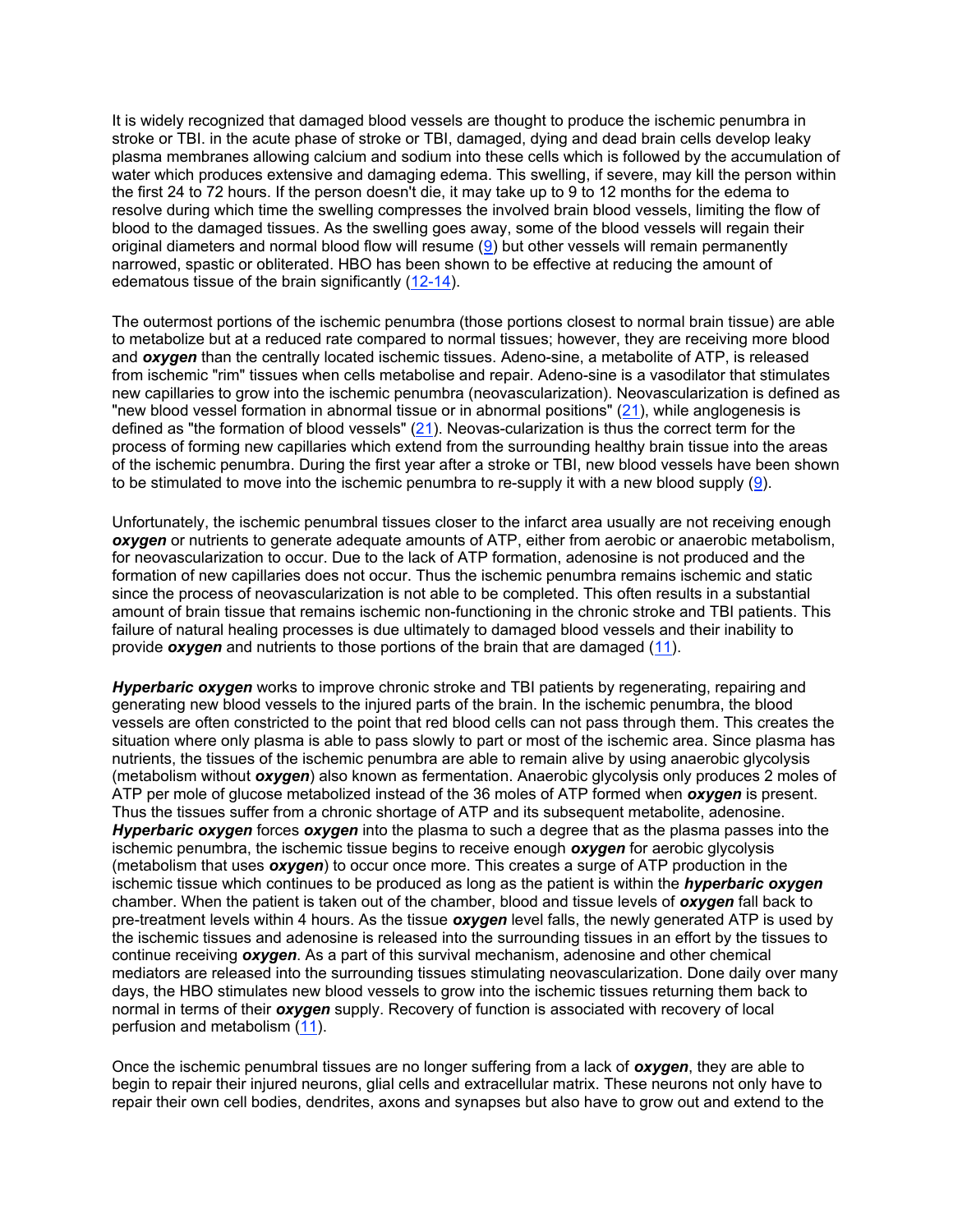It is widely recognized that damaged blood vessels are thought to produce the ischemic penumbra in stroke or TBI. in the acute phase of stroke or TBI, damaged, dying and dead brain cells develop leaky plasma membranes allowing calcium and sodium into these cells which is followed by the accumulation of water which produces extensive and damaging edema. This swelling, if severe, may kill the person within the first 24 to 72 hours. If the person doesn't die, it may take up to 9 to 12 months for the edema to resolve during which time the swelling compresses the involved brain blood vessels, limiting the flow of blood to the damaged tissues. As the swelling goes away, some of the blood vessels will regain their original diameters and normal blood flow will resume (9) but other vessels will remain permanently narrowed, spastic or obliterated. HBO has been shown to be effective at reducing the amount of edematous tissue of the brain significantly (12-14).

The outermost portions of the ischemic penumbra (those portions closest to normal brain tissue) are able to metabolize but at a reduced rate compared to normal tissues; however, they are receiving more blood and ***oxygen*** than the centrally located ischemic tissues. Adeno-sine, a metabolite of ATP, is released from ischemic "rim" tissues when cells metabolise and repair. Adeno-sine is a vasodilator that stimulates new capillaries to grow into the ischemic penumbra (neovascularization). Neovascularization is defined as "new blood vessel formation in abnormal tissue or in abnormal positions" (21), while anglogenesis is defined as "the formation of blood vessels" (21). Neovas-cularization is thus the correct term for the process of forming new capillaries which extend from the surrounding healthy brain tissue into the areas of the ischemic penumbra. During the first year after a stroke or TBI, new blood vessels have been shown to be stimulated to move into the ischemic penumbra to re-supply it with a new blood supply (9).

Unfortunately, the ischemic penumbral tissues closer to the infarct area usually are not receiving enough ***oxygen*** or nutrients to generate adequate amounts of ATP, either from aerobic or anaerobic metabolism, for neovascularization to occur. Due to the lack of ATP formation, adenosine is not produced and the formation of new capillaries does not occur. Thus the ischemic penumbra remains ischemic and static since the process of neovascularization is not able to be completed. This often results in a substantial amount of brain tissue that remains ischemic non-functioning in the chronic stroke and TBI patients. This failure of natural healing processes is due ultimately to damaged blood vessels and their inability to provide ***oxygen*** and nutrients to those portions of the brain that are damaged (11).

***Hyperbaric oxygen*** works to improve chronic stroke and TBI patients by regenerating, repairing and generating new blood vessels to the injured parts of the brain. In the ischemic penumbra, the blood vessels are often constricted to the point that red blood cells can not pass through them. This creates the situation where only plasma is able to pass slowly to part or most of the ischemic area. Since plasma has nutrients, the tissues of the ischemic penumbra are able to remain alive by using anaerobic glycolysis (metabolism without ***oxygen***) also known as fermentation. Anaerobic glycolysis only produces 2 moles of ATP per mole of glucose metabolized instead of the 36 moles of ATP formed when ***oxygen*** is present. Thus the tissues suffer from a chronic shortage of ATP and its subsequent metabolite, adenosine. ***Hyperbaric oxygen*** forces ***oxygen*** into the plasma to such a degree that as the plasma passes into the ischemic penumbra, the ischemic tissue begins to receive enough ***oxygen*** for aerobic glycolysis (metabolism that uses ***oxygen***) to occur once more. This creates a surge of ATP production in the ischemic tissue which continues to be produced as long as the patient is within the ***hyperbaric oxygen*** chamber. When the patient is taken out of the chamber, blood and tissue levels of ***oxygen*** fall back to pre-treatment levels within 4 hours. As the tissue ***oxygen*** level falls, the newly generated ATP is used by the ischemic tissues and adenosine is released into the surrounding tissues in an effort by the tissues to continue receiving ***oxygen***. As a part of this survival mechanism, adenosine and other chemical mediators are released into the surrounding tissues stimulating neovascularization. Done daily over many days, the HBO stimulates new blood vessels to grow into the ischemic tissues returning them back to normal in terms of their ***oxygen*** supply. Recovery of function is associated with recovery of local perfusion and metabolism (11).

Once the ischemic penumbral tissues are no longer suffering from a lack of ***oxygen***, they are able to begin to repair their injured neurons, glial cells and extracellular matrix. These neurons not only have to repair their own cell bodies, dendrites, axons and synapses but also have to grow out and extend to the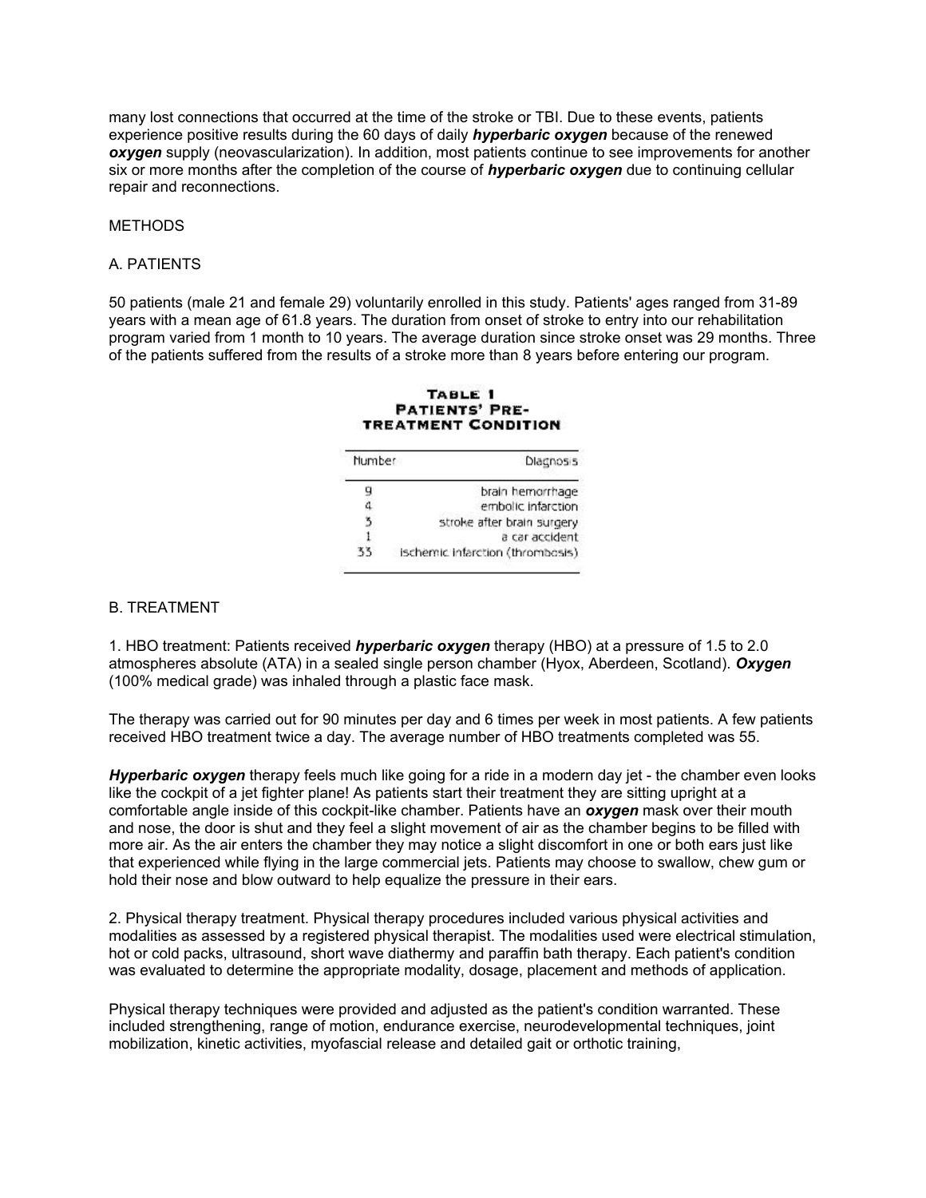many lost connections that occurred at the time of the stroke or TBI. Due to these events, patients experience positive results during the 60 days of daily ***hyperbaric oxygen*** because of the renewed ***oxygen*** supply (neovascularization). In addition, most patients continue to see improvements for another six or more months after the completion of the course of ***hyperbaric oxygen*** due to continuing cellular repair and reconnections.

METHODS

A. PATIENTS

50 patients (male 21 and female 29) voluntarily enrolled in this study. Patients' ages ranged from 31-89 years with a mean age of 61.8 years. The duration from onset of stroke to entry into our rehabilitation program varied from 1 month to 10 years. The average duration since stroke onset was 29 months. Three of the patients suffered from the results of a stroke more than 8 years before entering our program.

**TABLE 1**
**PATIENTS' PRE-TREATMENT CONDITION**

| Number | Diagnosis |
|---|---|
| 9 | brain hemorrhage |
| 4 | embolic infarction |
| 3 | stroke after brain surgery |
| 1 | a car accident |
| 33 | ischemic infarction (thrombosis) |

B. TREATMENT

1. HBO treatment: Patients received ***hyperbaric oxygen*** therapy (HBO) at a pressure of 1.5 to 2.0 atmospheres absolute (ATA) in a sealed single person chamber (Hyox, Aberdeen, Scotland). ***Oxygen*** (100% medical grade) was inhaled through a plastic face mask.

The therapy was carried out for 90 minutes per day and 6 times per week in most patients. A few patients received HBO treatment twice a day. The average number of HBO treatments completed was 55.

***Hyperbaric oxygen*** therapy feels much like going for a ride in a modern day jet - the chamber even looks like the cockpit of a jet fighter plane! As patients start their treatment they are sitting upright at a comfortable angle inside of this cockpit-like chamber. Patients have an ***oxygen*** mask over their mouth and nose, the door is shut and they feel a slight movement of air as the chamber begins to be filled with more air. As the air enters the chamber they may notice a slight discomfort in one or both ears just like that experienced while flying in the large commercial jets. Patients may choose to swallow, chew gum or hold their nose and blow outward to help equalize the pressure in their ears.

2. Physical therapy treatment. Physical therapy procedures included various physical activities and modalities as assessed by a registered physical therapist. The modalities used were electrical stimulation, hot or cold packs, ultrasound, short wave diathermy and paraffin bath therapy. Each patient's condition was evaluated to determine the appropriate modality, dosage, placement and methods of application.

Physical therapy techniques were provided and adjusted as the patient's condition warranted. These included strengthening, range of motion, endurance exercise, neurodevelopmental techniques, joint mobilization, kinetic activities, myofascial release and detailed gait or orthotic training,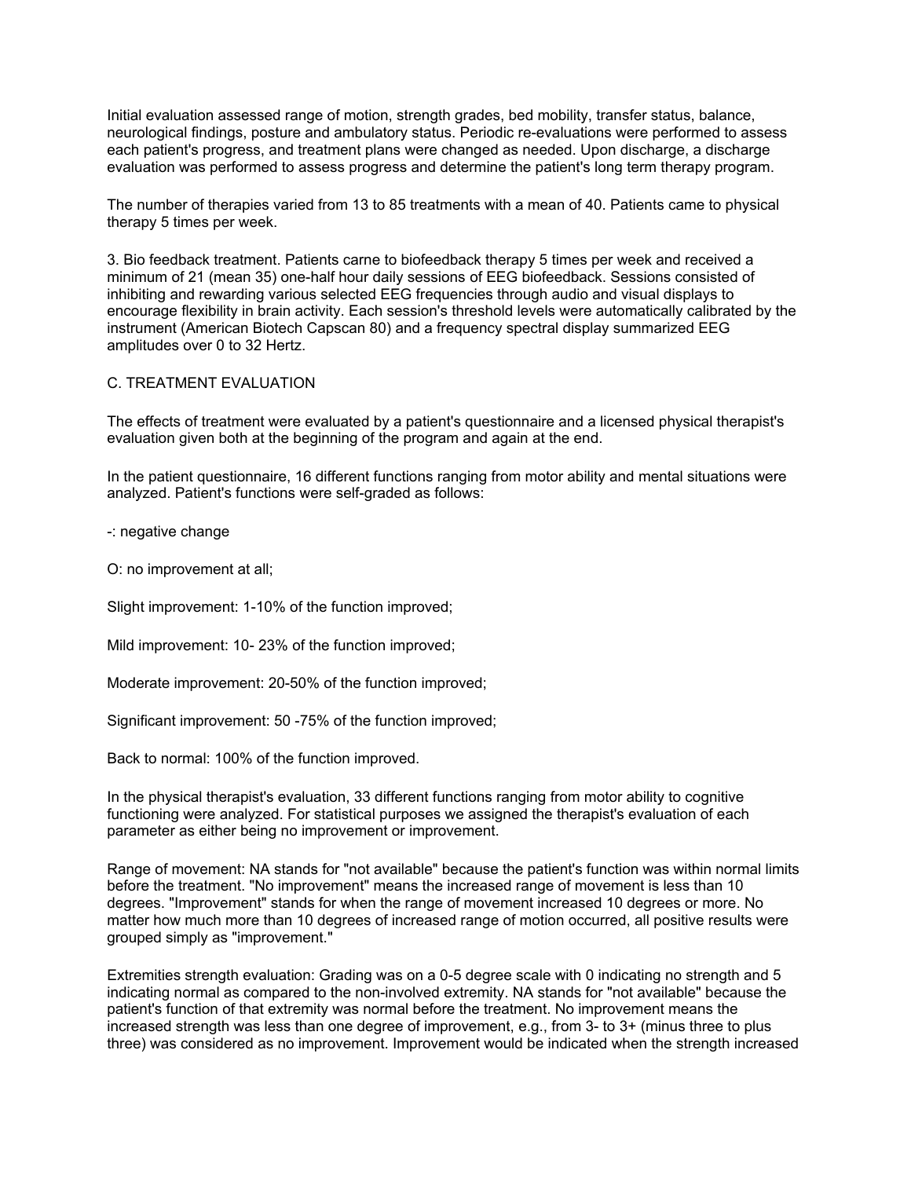Initial evaluation assessed range of motion, strength grades, bed mobility, transfer status, balance, neurological findings, posture and ambulatory status. Periodic re-evaluations were performed to assess each patient's progress, and treatment plans were changed as needed. Upon discharge, a discharge evaluation was performed to assess progress and determine the patient's long term therapy program.

The number of therapies varied from 13 to 85 treatments with a mean of 40. Patients came to physical therapy 5 times per week.

3. Bio feedback treatment. Patients carne to biofeedback therapy 5 times per week and received a minimum of 21 (mean 35) one-half hour daily sessions of EEG biofeedback. Sessions consisted of inhibiting and rewarding various selected EEG frequencies through audio and visual displays to encourage flexibility in brain activity. Each session's threshold levels were automatically calibrated by the instrument (American Biotech Capscan 80) and a frequency spectral display summarized EEG amplitudes over 0 to 32 Hertz.

C. TREATMENT EVALUATION

The effects of treatment were evaluated by a patient's questionnaire and a licensed physical therapist's evaluation given both at the beginning of the program and again at the end.

In the patient questionnaire, 16 different functions ranging from motor ability and mental situations were analyzed. Patient's functions were self-graded as follows:

-: negative change

O: no improvement at all;

Slight improvement: 1-10% of the function improved;

Mild improvement: 10- 23% of the function improved;

Moderate improvement: 20-50% of the function improved;

Significant improvement: 50 -75% of the function improved;

Back to normal: 100% of the function improved.

In the physical therapist's evaluation, 33 different functions ranging from motor ability to cognitive functioning were analyzed. For statistical purposes we assigned the therapist's evaluation of each parameter as either being no improvement or improvement.

Range of movement: NA stands for "not available" because the patient's function was within normal limits before the treatment. "No improvement" means the increased range of movement is less than 10 degrees. "Improvement" stands for when the range of movement increased 10 degrees or more. No matter how much more than 10 degrees of increased range of motion occurred, all positive results were grouped simply as "improvement."

Extremities strength evaluation: Grading was on a 0-5 degree scale with 0 indicating no strength and 5 indicating normal as compared to the non-involved extremity. NA stands for "not available" because the patient's function of that extremity was normal before the treatment. No improvement means the increased strength was less than one degree of improvement, e.g., from 3- to 3+ (minus three to plus three) was considered as no improvement. Improvement would be indicated when the strength increased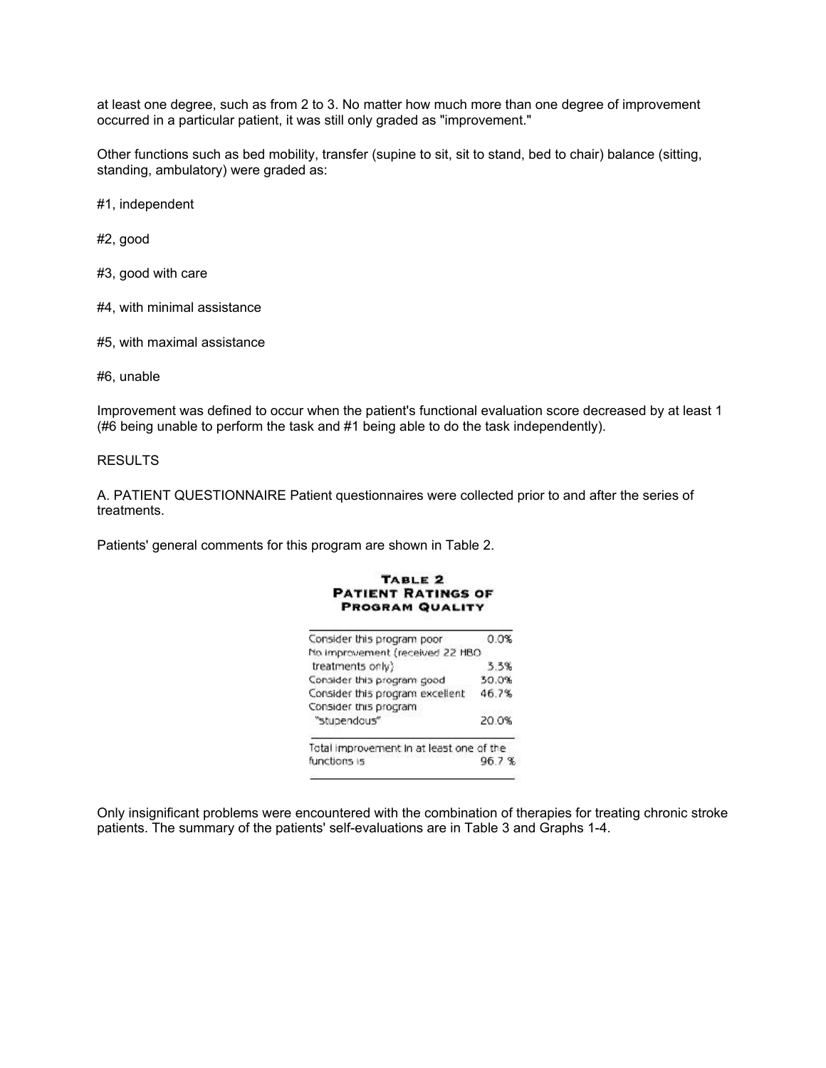at least one degree, such as from 2 to 3. No matter how much more than one degree of improvement occurred in a particular patient, it was still only graded as "improvement."

Other functions such as bed mobility, transfer (supine to sit, sit to stand, bed to chair) balance (sitting, standing, ambulatory) were graded as:

#1, independent

#2, good

#3, good with care

#4, with minimal assistance

#5, with maximal assistance

#6, unable

Improvement was defined to occur when the patient's functional evaluation score decreased by at least 1 (#6 being unable to perform the task and #1 being able to do the task independently).

RESULTS

A. PATIENT QUESTIONNAIRE Patient questionnaires were collected prior to and after the series of treatments.

Patients' general comments for this program are shown in Table 2.

**TABLE 2**
**PATIENT RATINGS OF PROGRAM QUALITY**

| | |
|---|---|
| Consider this program poor | 0.0% |
| No improvement (received 22 HBO treatments only) | 3.3% |
| Consider this program good | 30.0% |
| Consider this program excellent | 46.7% |
| Consider this program "stupendous" | 20.0% |
| Total improvement in at least one of the functions is | 96.7 % |

Only insignificant problems were encountered with the combination of therapies for treating chronic stroke patients. The summary of the patients' self-evaluations are in Table 3 and Graphs 1-4.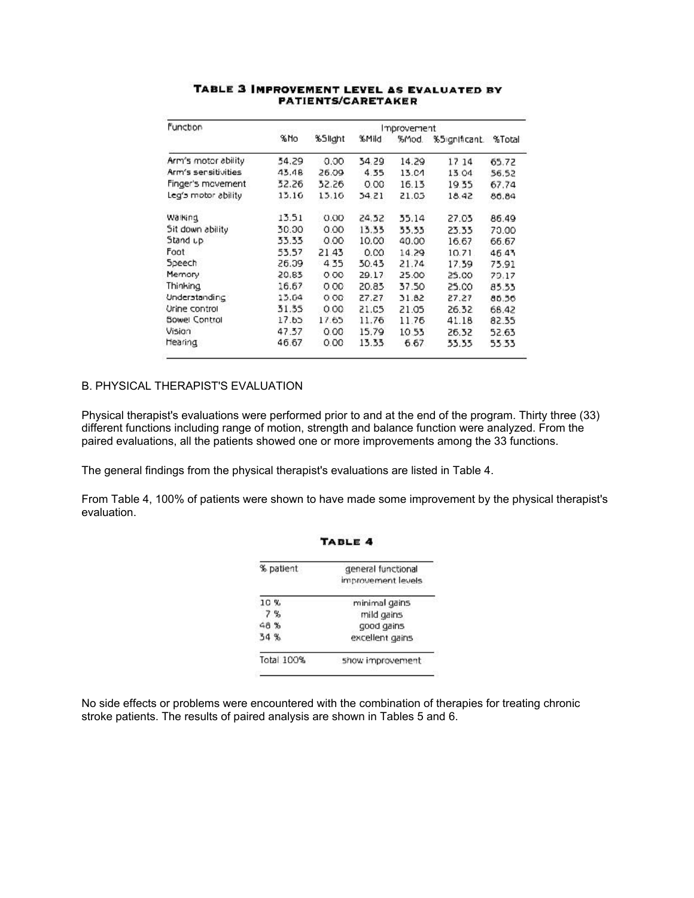**Table 3 Improvement Level as Evaluated by Patients/Caretaker**

| Function | Improvement | | | | | |
|---|---|---|---|---|---|---|
| | %No | %Slight | %Mild | %Mod. | %Significant. | %Total |
| Arm's motor ability | 34.29 | 0.00 | 34.29 | 14.29 | 17.14 | 65.72 |
| Arm's sensitivities | 43.48 | 26.09 | 4.35 | 13.04 | 13.04 | 56.52 |
| Finger's movement | 32.26 | 32.26 | 0.00 | 16.13 | 19.35 | 67.74 |
| Leg's motor ability | 13.16 | 13.16 | 34.21 | 21.05 | 18.42 | 86.84 |
| Walking | 13.51 | 0.00 | 24.32 | 35.14 | 27.03 | 86.49 |
| Sit down ability | 30.00 | 0.00 | 13.33 | 33.33 | 23.33 | 70.00 |
| Stand up | 33.33 | 0.00 | 10.00 | 40.00 | 16.67 | 66.67 |
| Foot | 53.57 | 21.43 | 0.00 | 14.29 | 10.71 | 46.43 |
| Speech | 26.09 | 4.35 | 30.43 | 21.74 | 17.39 | 73.91 |
| Memory | 20.83 | 0.00 | 29.17 | 25.00 | 25.00 | 79.17 |
| Thinking | 16.67 | 0.00 | 20.83 | 37.50 | 25.00 | 83.33 |
| Understanding | 13.64 | 0.00 | 27.27 | 31.82 | 27.27 | 86.36 |
| Urine control | 31.58 | 0.00 | 21.05 | 21.05 | 26.32 | 68.42 |
| Bowel Control | 17.65 | 17.65 | 11.76 | 11.76 | 41.18 | 82.35 |
| Vision | 47.37 | 0.00 | 15.79 | 10.53 | 26.32 | 52.63 |
| Hearing | 46.67 | 0.00 | 13.33 | 6.67 | 33.33 | 53.33 |

B. PHYSICAL THERAPIST'S EVALUATION

Physical therapist's evaluations were performed prior to and at the end of the program. Thirty three (33) different functions including range of motion, strength and balance function were analyzed. From the paired evaluations, all the patients showed one or more improvements among the 33 functions.

The general findings from the physical therapist's evaluations are listed in Table 4.

From Table 4, 100% of patients were shown to have made some improvement by the physical therapist's evaluation.

**Table 4**

| % patient | general functional improvement levels |
|---|---|
| 10 % | minimal gains |
| 7 % | mild gains |
| 48 % | good gains |
| 34 % | excellent gains |
| Total 100% | show improvement |

No side effects or problems were encountered with the combination of therapies for treating chronic stroke patients. The results of paired analysis are shown in Tables 5 and 6.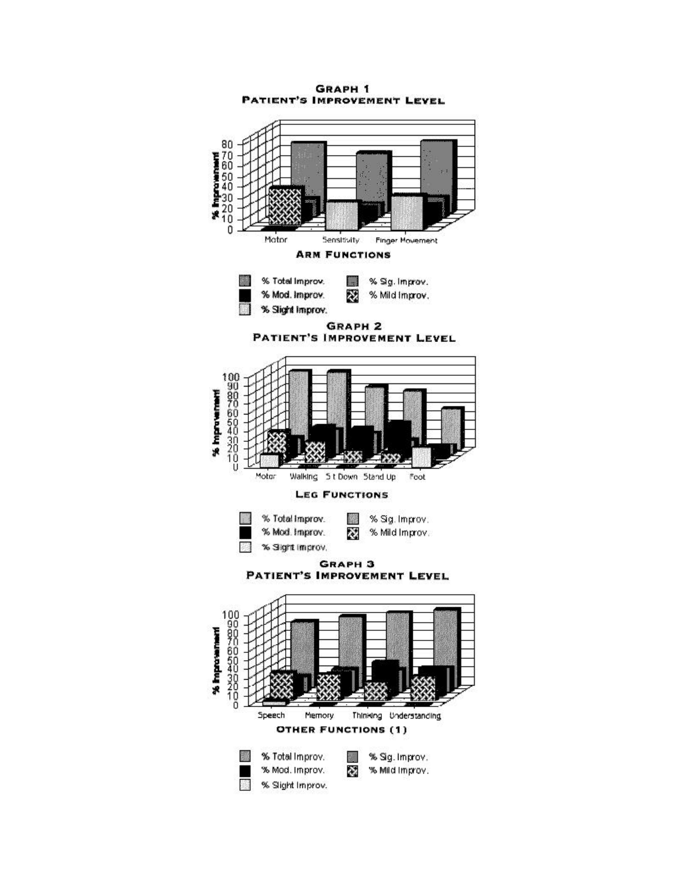**GRAPH 1**
**PATIENT'S IMPROVEMENT LEVEL**

% Improvement: 0, 10, 20, 30, 40, 50, 60, 70, 80

Motor | Sensitivity | Finger Movement

**ARM FUNCTIONS**

% Total Improv. | % Sig. Improv. | % Mod. Improv. | % Mild Improv. | % Slight Improv.

**GRAPH 2**
**PATIENT'S IMPROVEMENT LEVEL**

% Improvement: 0, 10, 20, 30, 40, 50, 60, 70, 80, 90, 100

Motor | Walking | Sit Down | Stand Up | Foot

**LEG FUNCTIONS**

% Total Improv. | % Sig. Improv. | % Mod. Improv. | % Mild Improv. | % Slight Improv.

**GRAPH 3**
**PATIENT'S IMPROVEMENT LEVEL**

% Improvement: 0, 10, 20, 30, 40, 50, 60, 70, 80, 90, 100

Speech | Memory | Thinking | Understanding

**OTHER FUNCTIONS (1)**

% Total Improv. | % Sig. Improv. | % Mod. Improv. | % Mild Improv. | % Slight Improv.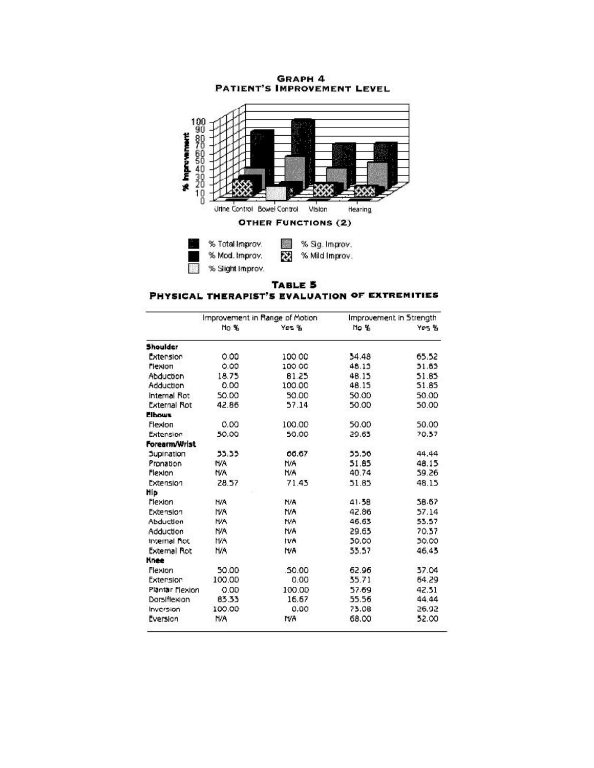## Graph 4
## Patient's Improvement Level

% Improvement

Urine Control Bowel Control Vision Hearing

**Other Functions (2)**

% Total Improv. | % Sig. Improv. | % Mod. Improv. | % Mild Improv. | % Slight Improv.

## Table 5
## Physical Therapist's Evaluation of Extremities

| | Improvement in Range of Motion | | Improvement in Strength | |
|---|---|---|---|---|
| | No % | Yes % | No % | Yes % |
| **Shoulder** | | | | |
| Extension | 0.00 | 100.00 | 34.48 | 65.52 |
| Flexion | 0.00 | 100.00 | 48.15 | 51.85 |
| Abduction | 18.75 | 81.25 | 48.15 | 51.85 |
| Adduction | 0.00 | 100.00 | 48.15 | 51.85 |
| Internal Rot | 50.00 | 50.00 | 50.00 | 50.00 |
| External Rot | 42.86 | 57.14 | 50.00 | 50.00 |
| **Elbows** | | | | |
| Flexion | 0.00 | 100.00 | 50.00 | 50.00 |
| Extension | 50.00 | 50.00 | 29.63 | 70.37 |
| **Forearm/Wrist** | | | | |
| Supination | 33.33 | 66.67 | 55.56 | 44.44 |
| Pronation | N/A | N/A | 51.85 | 48.15 |
| Flexion | N/A | N/A | 40.74 | 59.26 |
| Extension | 28.57 | 71.43 | 51.85 | 48.15 |
| **Hip** | | | | |
| Flexion | N/A | N/A | 41.38 | 58.62 |
| Extension | N/A | N/A | 42.86 | 57.14 |
| Abduction | N/A | N/A | 46.63 | 53.57 |
| Adduction | N/A | N/A | 29.63 | 70.37 |
| Internal Rot | N/A | N/A | 50.00 | 50.00 |
| External Rot | N/A | N/A | 53.57 | 46.43 |
| **Knee** | | | | |
| Flexion | 50.00 | 50.00 | 62.96 | 37.04 |
| Extension | 100.00 | 0.00 | 35.71 | 64.29 |
| Plantar Flexion | 0.00 | 100.00 | 57.69 | 42.31 |
| Dorsiflexion | 83.33 | 16.67 | 55.56 | 44.44 |
| Inversion | 100.00 | 0.00 | 73.08 | 26.92 |
| Eversion | N/A | N/A | 68.00 | 32.00 |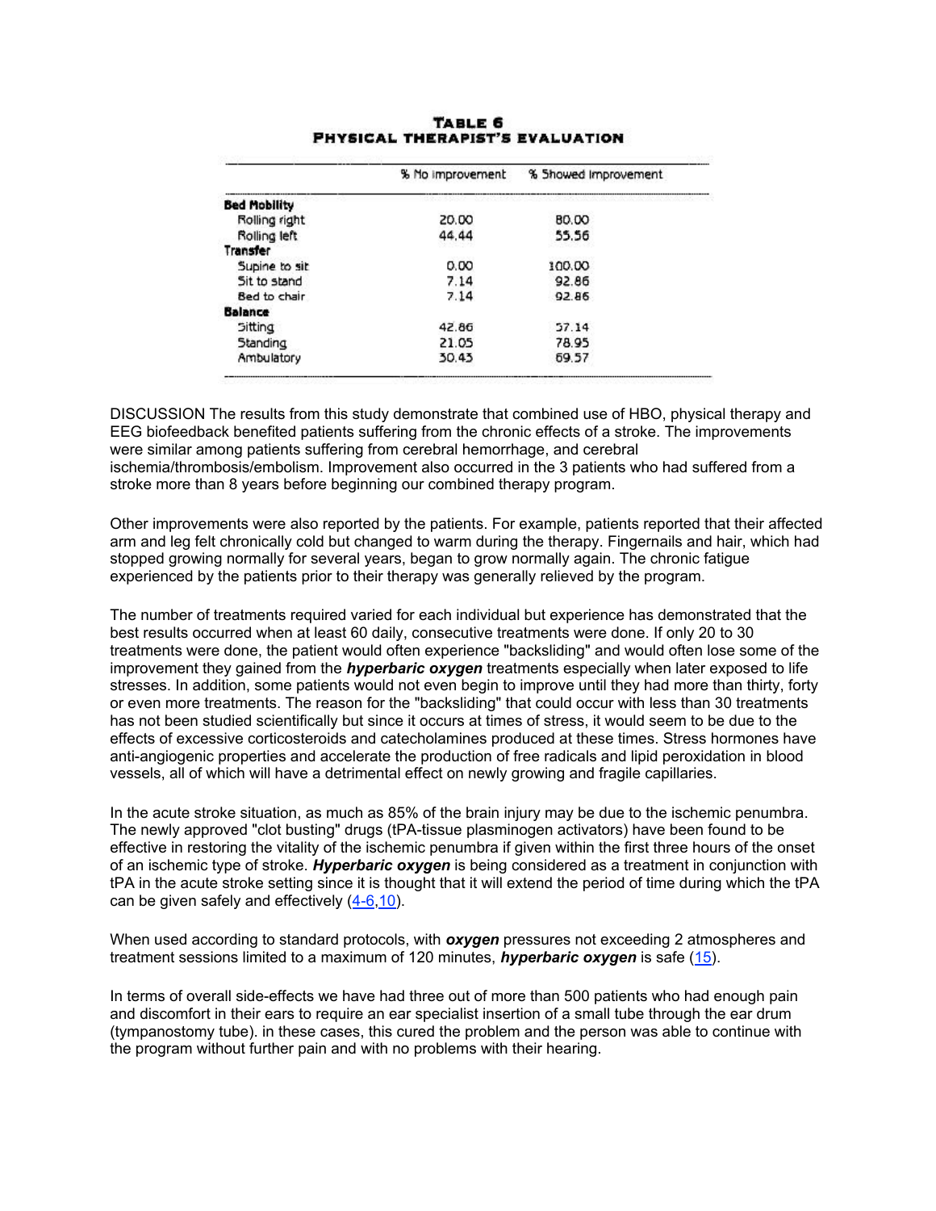**TABLE 6**
**PHYSICAL THERAPIST'S EVALUATION**

| | % No improvement | % Showed improvement |
|---|---|---|
| **Bed Mobility** | | |
| Rolling right | 20.00 | 80.00 |
| Rolling left | 44.44 | 55.56 |
| **Transfer** | | |
| Supine to sit | 0.00 | 100.00 |
| Sit to stand | 7.14 | 92.86 |
| Bed to chair | 7.14 | 92.86 |
| **Balance** | | |
| Sitting | 42.86 | 57.14 |
| Standing | 21.05 | 78.95 |
| Ambulatory | 30.43 | 69.57 |

DISCUSSION The results from this study demonstrate that combined use of HBO, physical therapy and EEG biofeedback benefited patients suffering from the chronic effects of a stroke. The improvements were similar among patients suffering from cerebral hemorrhage, and cerebral ischemia/thrombosis/embolism. Improvement also occurred in the 3 patients who had suffered from a stroke more than 8 years before beginning our combined therapy program.

Other improvements were also reported by the patients. For example, patients reported that their affected arm and leg felt chronically cold but changed to warm during the therapy. Fingernails and hair, which had stopped growing normally for several years, began to grow normally again. The chronic fatigue experienced by the patients prior to their therapy was generally relieved by the program.

The number of treatments required varied for each individual but experience has demonstrated that the best results occurred when at least 60 daily, consecutive treatments were done. If only 20 to 30 treatments were done, the patient would often experience "backsliding" and would often lose some of the improvement they gained from the ***hyperbaric oxygen*** treatments especially when later exposed to life stresses. In addition, some patients would not even begin to improve until they had more than thirty, forty or even more treatments. The reason for the "backsliding" that could occur with less than 30 treatments has not been studied scientifically but since it occurs at times of stress, it would seem to be due to the effects of excessive corticosteroids and catecholamines produced at these times. Stress hormones have anti-angiogenic properties and accelerate the production of free radicals and lipid peroxidation in blood vessels, all of which will have a detrimental effect on newly growing and fragile capillaries.

In the acute stroke situation, as much as 85% of the brain injury may be due to the ischemic penumbra. The newly approved "clot busting" drugs (tPA-tissue plasminogen activators) have been found to be effective in restoring the vitality of the ischemic penumbra if given within the first three hours of the onset of an ischemic type of stroke. ***Hyperbaric oxygen*** is being considered as a treatment in conjunction with tPA in the acute stroke setting since it is thought that it will extend the period of time during which the tPA can be given safely and effectively (4-6,10).

When used according to standard protocols, with ***oxygen*** pressures not exceeding 2 atmospheres and treatment sessions limited to a maximum of 120 minutes, ***hyperbaric oxygen*** is safe (15).

In terms of overall side-effects we have had three out of more than 500 patients who had enough pain and discomfort in their ears to require an ear specialist insertion of a small tube through the ear drum (tympanostomy tube). in these cases, this cured the problem and the person was able to continue with the program without further pain and with no problems with their hearing.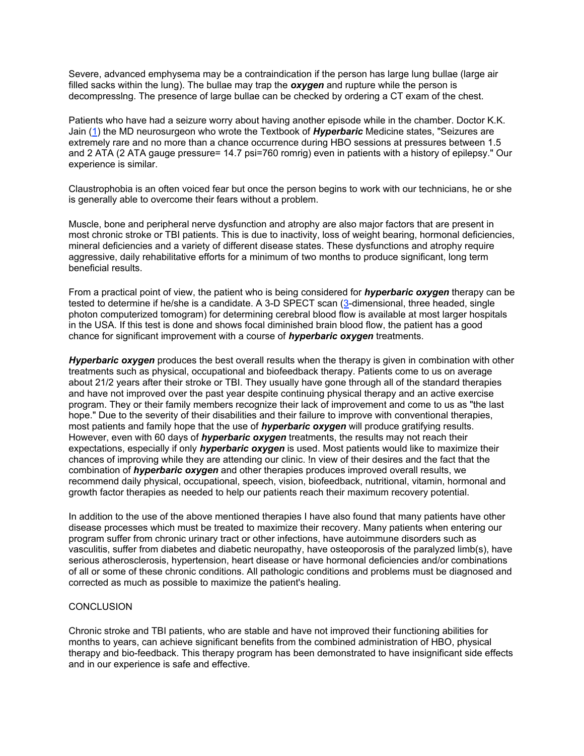Severe, advanced emphysema may be a contraindication if the person has large lung bullae (large air filled sacks within the lung). The bullae may trap the ***oxygen*** and rupture while the person is decompresslng. The presence of large bullae can be checked by ordering a CT exam of the chest.

Patients who have had a seizure worry about having another episode while in the chamber. Doctor K.K. Jain ([1](#)) the MD neurosurgeon who wrote the Textbook of ***Hyperbaric*** Medicine states, "Seizures are extremely rare and no more than a chance occurrence during HBO sessions at pressures between 1.5 and 2 ATA (2 ATA gauge pressure= 14.7 psi=760 romrig) even in patients with a history of epilepsy." Our experience is similar.

Claustrophobia is an often voiced fear but once the person begins to work with our technicians, he or she is generally able to overcome their fears without a problem.

Muscle, bone and peripheral nerve dysfunction and atrophy are also major factors that are present in most chronic stroke or TBI patients. This is due to inactivity, loss of weight bearing, hormonal deficiencies, mineral deficiencies and a variety of different disease states. These dysfunctions and atrophy require aggressive, daily rehabilitative efforts for a minimum of two months to produce significant, long term beneficial results.

From a practical point of view, the patient who is being considered for ***hyperbaric oxygen*** therapy can be tested to determine if he/she is a candidate. A 3-D SPECT scan ([3](#)-dimensional, three headed, single photon computerized tomogram) for determining cerebral blood flow is available at most larger hospitals in the USA. If this test is done and shows focal diminished brain blood flow, the patient has a good chance for significant improvement with a course of ***hyperbaric oxygen*** treatments.

***Hyperbaric oxygen*** produces the best overall results when the therapy is given in combination with other treatments such as physical, occupational and biofeedback therapy. Patients come to us on average about 21/2 years after their stroke or TBI. They usually have gone through all of the standard therapies and have not improved over the past year despite continuing physical therapy and an active exercise program. They or their family members recognize their lack of improvement and come to us as "the last hope." Due to the severity of their disabilities and their failure to improve with conventional therapies, most patients and family hope that the use of ***hyperbaric oxygen*** will produce gratifying results. However, even with 60 days of ***hyperbaric oxygen*** treatments, the results may not reach their expectations, especially if only ***hyperbaric oxygen*** is used. Most patients would like to maximize their chances of improving while they are attending our clinic. !n view of their desires and the fact that the combination of ***hyperbaric oxygen*** and other therapies produces improved overall results, we recommend daily physical, occupational, speech, vision, biofeedback, nutritional, vitamin, hormonal and growth factor therapies as needed to help our patients reach their maximum recovery potential.

In addition to the use of the above mentioned therapies I have also found that many patients have other disease processes which must be treated to maximize their recovery. Many patients when entering our program suffer from chronic urinary tract or other infections, have autoimmune disorders such as vasculitis, suffer from diabetes and diabetic neuropathy, have osteoporosis of the paralyzed limb(s), have serious atherosclerosis, hypertension, heart disease or have hormonal deficiencies and/or combinations of all or some of these chronic conditions. All pathologic conditions and problems must be diagnosed and corrected as much as possible to maximize the patient's healing.

## CONCLUSION

Chronic stroke and TBI patients, who are stable and have not improved their functioning abilities for months to years, can achieve significant benefits from the combined administration of HBO, physical therapy and bio-feedback. This therapy program has been demonstrated to have insignificant side effects and in our experience is safe and effective.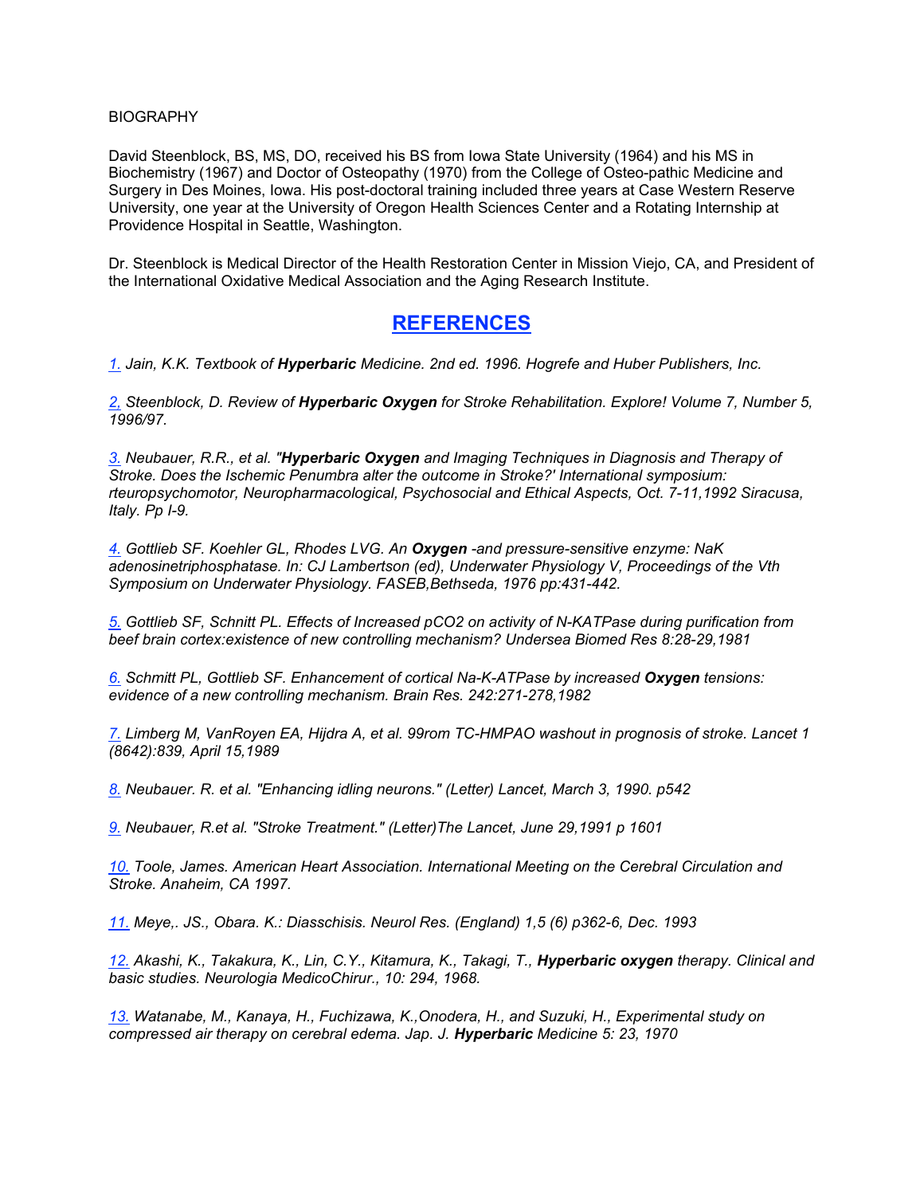BIOGRAPHY

David Steenblock, BS, MS, DO, received his BS from Iowa State University (1964) and his MS in Biochemistry (1967) and Doctor of Osteopathy (1970) from the College of Osteo-pathic Medicine and Surgery in Des Moines, Iowa. His post-doctoral training included three years at Case Western Reserve University, one year at the University of Oregon Health Sciences Center and a Rotating Internship at Providence Hospital in Seattle, Washington.

Dr. Steenblock is Medical Director of the Health Restoration Center in Mission Viejo, CA, and President of the International Oxidative Medical Association and the Aging Research Institute.

## REFERENCES

*1. Jain, K.K. Textbook of **Hyperbaric** Medicine. 2nd ed. 1996. Hogrefe and Huber Publishers, Inc.*

*2, Steenblock, D. Review of **Hyperbaric Oxygen** for Stroke Rehabilitation. Explore! Volume 7, Number 5, 1996/97.*

*3. Neubauer, R.R., et al. "**Hyperbaric Oxygen** and Imaging Techniques in Diagnosis and Therapy of Stroke. Does the Ischemic Penumbra alter the outcome in Stroke?' International symposium: rteuropsychomotor, Neuropharmacological, Psychosocial and Ethical Aspects, Oct. 7-11,1992 Siracusa, Italy. Pp I-9.*

*4. Gottlieb SF. Koehler GL, Rhodes LVG. An **Oxygen** -and pressure-sensitive enzyme: NaK adenosinetriphosphatase. In: CJ Lambertson (ed), Underwater Physiology V, Proceedings of the Vth Symposium on Underwater Physiology. FASEB,Bethseda, 1976 pp:431-442.*

*5. Gottlieb SF, Schnitt PL. Effects of Increased pCO2 on activity of N-KATPase during purification from beef brain cortex:existence of new controlling mechanism? Undersea Biomed Res 8:28-29,1981*

*6. Schmitt PL, Gottlieb SF. Enhancement of cortical Na-K-ATPase by increased **Oxygen** tensions: evidence of a new controlling mechanism. Brain Res. 242:271-278,1982*

*7. Limberg M, VanRoyen EA, Hijdra A, et al. 99rom TC-HMPAO washout in prognosis of stroke. Lancet 1 (8642):839, April 15,1989*

*8. Neubauer. R. et al. "Enhancing idling neurons." (Letter) Lancet, March 3, 1990. p542*

*9. Neubauer, R.et al. "Stroke Treatment." (Letter)The Lancet, June 29,1991 p 1601*

*10. Toole, James. American Heart Association. International Meeting on the Cerebral Circulation and Stroke. Anaheim, CA 1997.*

*11. Meye,. JS., Obara. K.: Diasschisis. Neurol Res. (England) 1,5 (6) p362-6, Dec. 1993*

*12. Akashi, K., Takakura, K., Lin, C.Y., Kitamura, K., Takagi, T., **Hyperbaric oxygen** therapy. Clinical and basic studies. Neurologia MedicoChirur., 10: 294, 1968.*

*13. Watanabe, M., Kanaya, H., Fuchizawa, K.,Onodera, H., and Suzuki, H., Experimental study on compressed air therapy on cerebral edema. Jap. J. **Hyperbaric** Medicine 5: 23, 1970*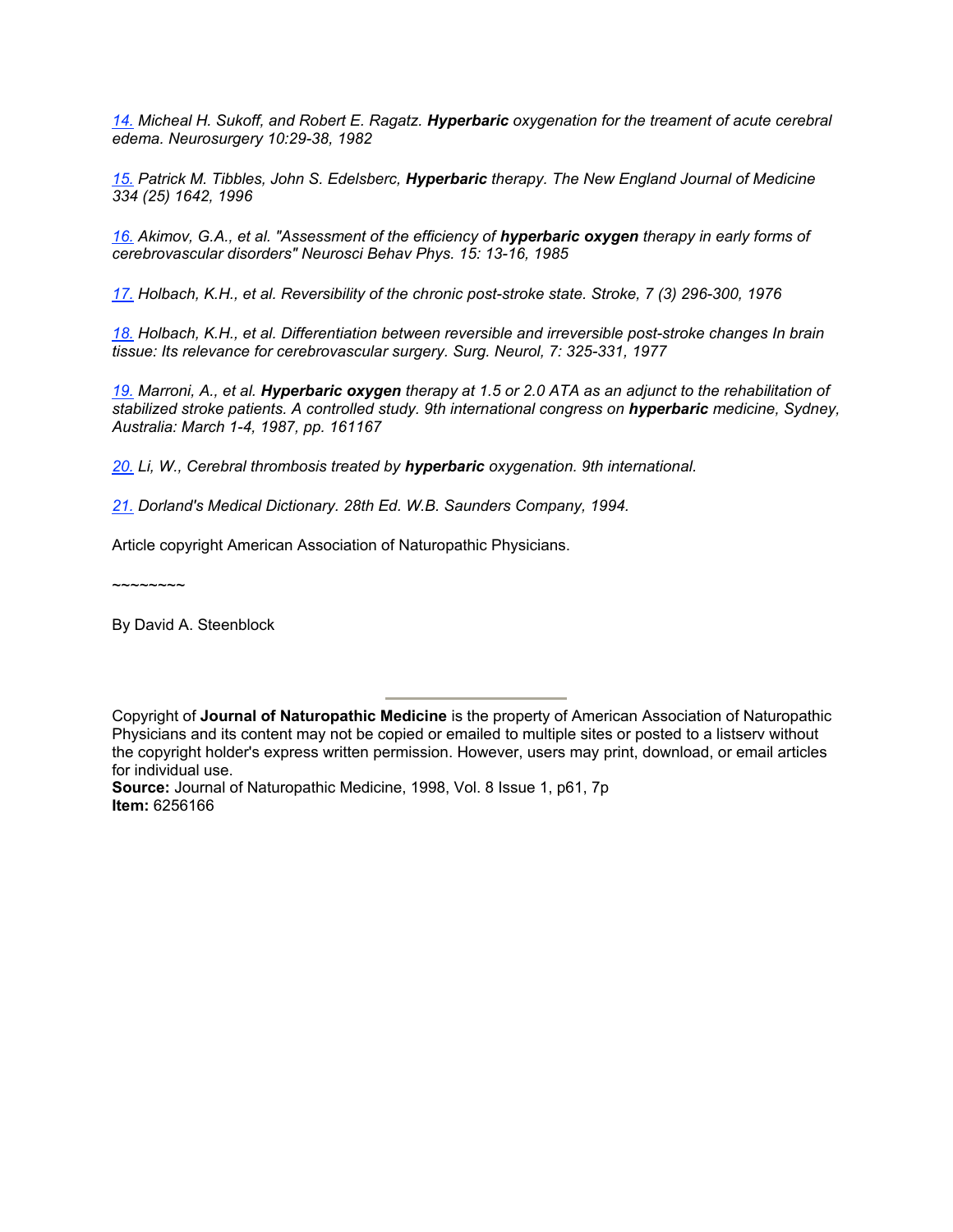*14. Micheal H. Sukoff, and Robert E. Ragatz. **Hyperbaric** oxygenation for the treament of acute cerebral edema. Neurosurgery 10:29-38, 1982*

*15. Patrick M. Tibbles, John S. Edelsberc, **Hyperbaric** therapy. The New England Journal of Medicine 334 (25) 1642, 1996*

*16. Akimov, G.A., et al. "Assessment of the efficiency of **hyperbaric oxygen** therapy in early forms of cerebrovascular disorders" Neurosci Behav Phys. 15: 13-16, 1985*

*17. Holbach, K.H., et al. Reversibility of the chronic post-stroke state. Stroke, 7 (3) 296-300, 1976*

*18. Holbach, K.H., et al. Differentiation between reversible and irreversible post-stroke changes In brain tissue: Its relevance for cerebrovascular surgery. Surg. Neurol, 7: 325-331, 1977*

*19. Marroni, A., et al. **Hyperbaric oxygen** therapy at 1.5 or 2.0 ATA as an adjunct to the rehabilitation of stabilized stroke patients. A controlled study. 9th international congress on **hyperbaric** medicine, Sydney, Australia: March 1-4, 1987, pp. 161167*

*20. Li, W., Cerebral thrombosis treated by **hyperbaric** oxygenation. 9th international.*

*21. Dorland's Medical Dictionary. 28th Ed. W.B. Saunders Company, 1994.*

Article copyright American Association of Naturopathic Physicians.

~~~~~~~~

By David A. Steenblock

---

Copyright of **Journal of Naturopathic Medicine** is the property of American Association of Naturopathic Physicians and its content may not be copied or emailed to multiple sites or posted to a listserv without the copyright holder's express written permission. However, users may print, download, or email articles for individual use.
**Source:** Journal of Naturopathic Medicine, 1998, Vol. 8 Issue 1, p61, 7p
**Item:** 6256166